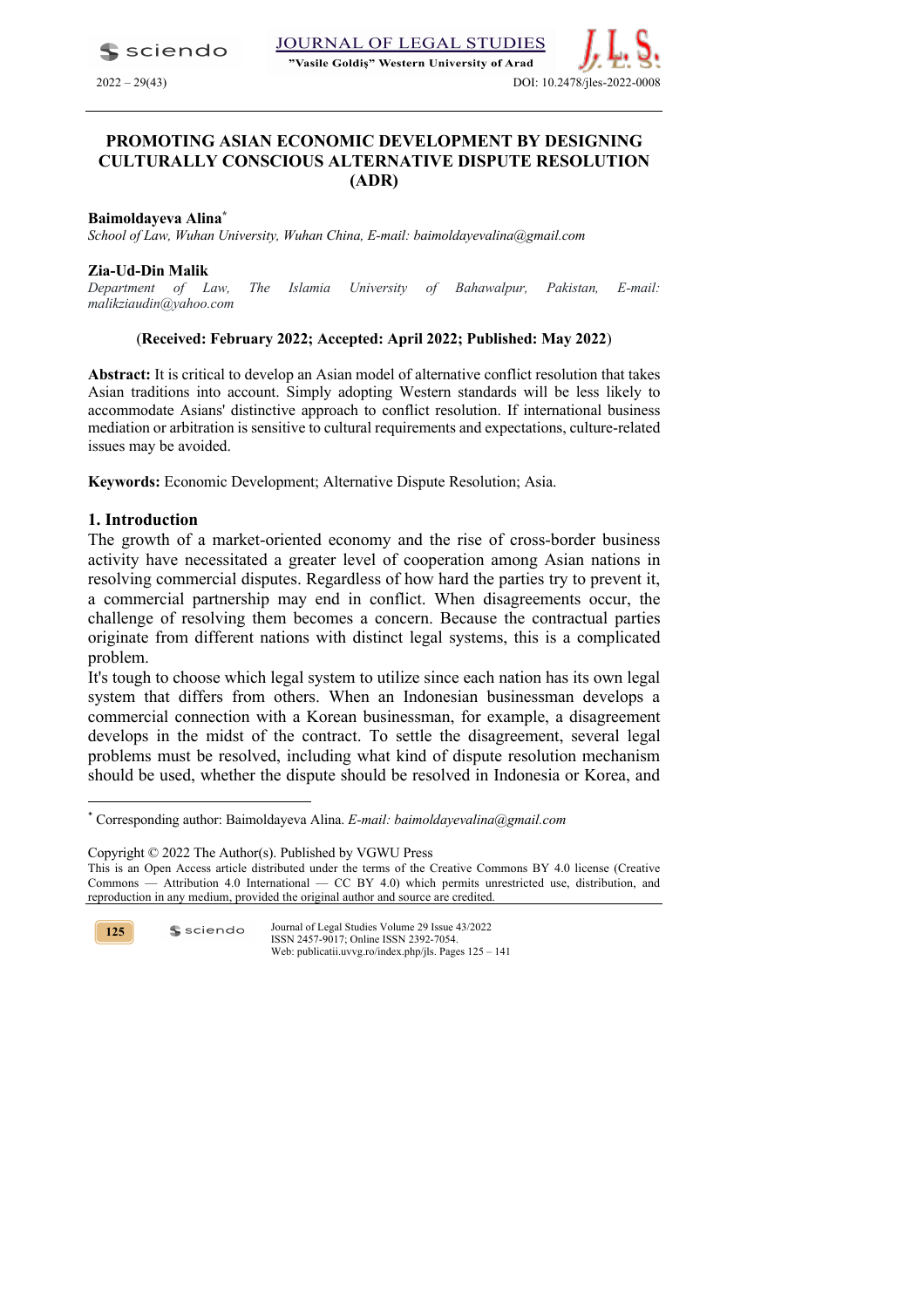# PROMOTING ASIAN ECONOMIC DEVELOPMENT BY DESIGNING CULTURALLY CONSCIOUS ALTERNATIVE DISPUTE RESOLUTION (ADR)

**Baimoldayeva Alina***
*School of Law, Wuhan University, Wuhan China, E-mail: baimoldayevalina@gmail.com*

**Zia-Ud-Din Malik**
*Department of Law, The Islamia University of Bahawalpur, Pakistan, E-mail: malikziaudin@yahoo.com*

(**Received: February 2022; Accepted: April 2022; Published: May 2022**)

**Abstract:** It is critical to develop an Asian model of alternative conflict resolution that takes Asian traditions into account. Simply adopting Western standards will be less likely to accommodate Asians' distinctive approach to conflict resolution. If international business mediation or arbitration is sensitive to cultural requirements and expectations, culture-related issues may be avoided.

**Keywords:** Economic Development; Alternative Dispute Resolution; Asia.

## 1. Introduction

The growth of a market-oriented economy and the rise of cross-border business activity have necessitated a greater level of cooperation among Asian nations in resolving commercial disputes. Regardless of how hard the parties try to prevent it, a commercial partnership may end in conflict. When disagreements occur, the challenge of resolving them becomes a concern. Because the contractual parties originate from different nations with distinct legal systems, this is a complicated problem.

It's tough to choose which legal system to utilize since each nation has its own legal system that differs from others. When an Indonesian businessman develops a commercial connection with a Korean businessman, for example, a disagreement develops in the midst of the contract. To settle the disagreement, several legal problems must be resolved, including what kind of dispute resolution mechanism should be used, whether the dispute should be resolved in Indonesia or Korea, and

* Corresponding author: Baimoldayeva Alina. *E-mail: baimoldayevalina@gmail.com*

Copyright © 2022 The Author(s). Published by VGWU Press
This is an Open Access article distributed under the terms of the Creative Commons BY 4.0 license (Creative Commons — Attribution 4.0 International — CC BY 4.0) which permits unrestricted use, distribution, and reproduction in any medium, provided the original author and source are credited.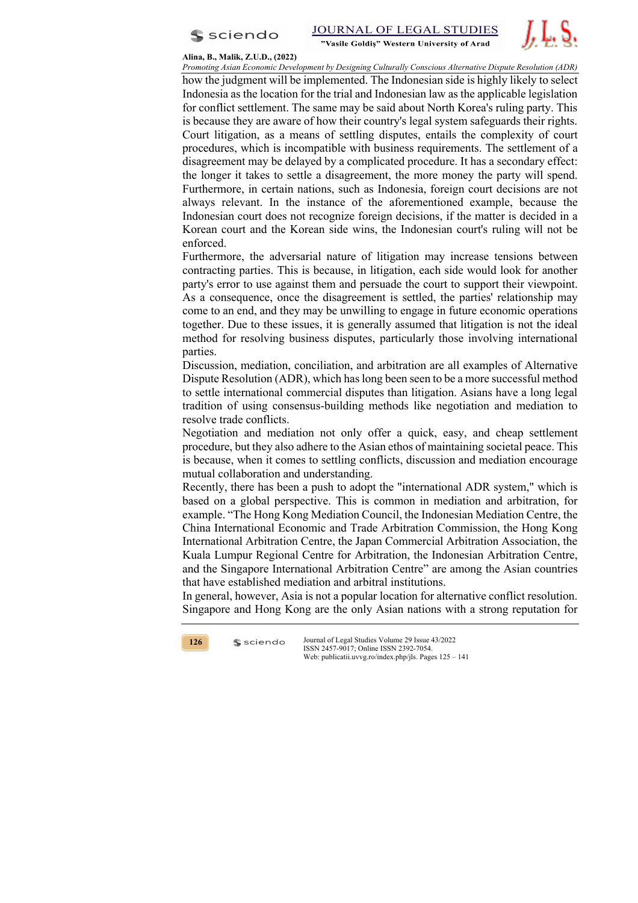how the judgment will be implemented. The Indonesian side is highly likely to select Indonesia as the location for the trial and Indonesian law as the applicable legislation for conflict settlement. The same may be said about North Korea's ruling party. This is because they are aware of how their country's legal system safeguards their rights. Court litigation, as a means of settling disputes, entails the complexity of court procedures, which is incompatible with business requirements. The settlement of a disagreement may be delayed by a complicated procedure. It has a secondary effect: the longer it takes to settle a disagreement, the more money the party will spend. Furthermore, in certain nations, such as Indonesia, foreign court decisions are not always relevant. In the instance of the aforementioned example, because the Indonesian court does not recognize foreign decisions, if the matter is decided in a Korean court and the Korean side wins, the Indonesian court's ruling will not be enforced.

Furthermore, the adversarial nature of litigation may increase tensions between contracting parties. This is because, in litigation, each side would look for another party's error to use against them and persuade the court to support their viewpoint. As a consequence, once the disagreement is settled, the parties' relationship may come to an end, and they may be unwilling to engage in future economic operations together. Due to these issues, it is generally assumed that litigation is not the ideal method for resolving business disputes, particularly those involving international parties.

Discussion, mediation, conciliation, and arbitration are all examples of Alternative Dispute Resolution (ADR), which has long been seen to be a more successful method to settle international commercial disputes than litigation. Asians have a long legal tradition of using consensus-building methods like negotiation and mediation to resolve trade conflicts.

Negotiation and mediation not only offer a quick, easy, and cheap settlement procedure, but they also adhere to the Asian ethos of maintaining societal peace. This is because, when it comes to settling conflicts, discussion and mediation encourage mutual collaboration and understanding.

Recently, there has been a push to adopt the "international ADR system," which is based on a global perspective. This is common in mediation and arbitration, for example. "The Hong Kong Mediation Council, the Indonesian Mediation Centre, the China International Economic and Trade Arbitration Commission, the Hong Kong International Arbitration Centre, the Japan Commercial Arbitration Association, the Kuala Lumpur Regional Centre for Arbitration, the Indonesian Arbitration Centre, and the Singapore International Arbitration Centre" are among the Asian countries that have established mediation and arbitral institutions.

In general, however, Asia is not a popular location for alternative conflict resolution. Singapore and Hong Kong are the only Asian nations with a strong reputation for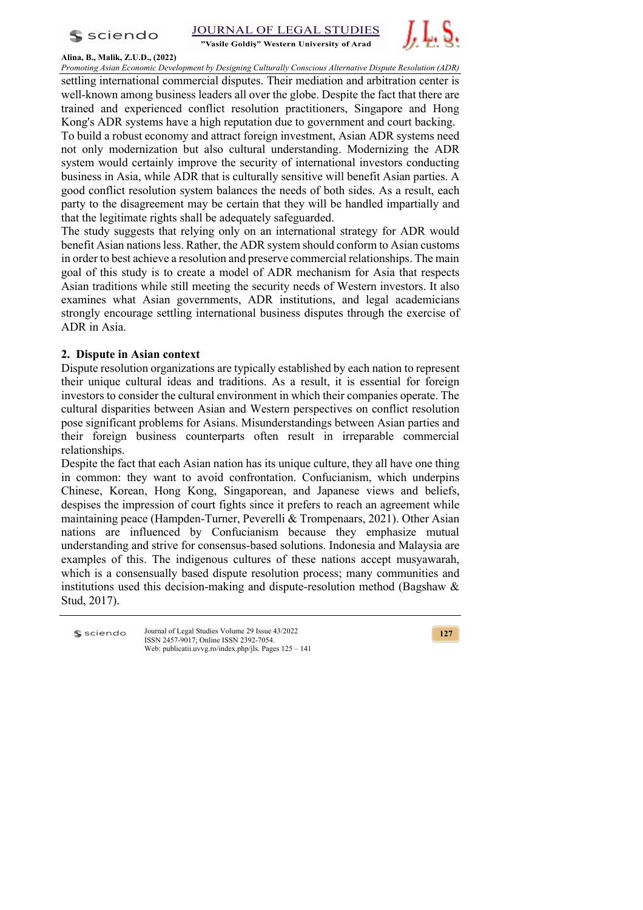settling international commercial disputes. Their mediation and arbitration center is well-known among business leaders all over the globe. Despite the fact that there are trained and experienced conflict resolution practitioners, Singapore and Hong Kong's ADR systems have a high reputation due to government and court backing.

To build a robust economy and attract foreign investment, Asian ADR systems need not only modernization but also cultural understanding. Modernizing the ADR system would certainly improve the security of international investors conducting business in Asia, while ADR that is culturally sensitive will benefit Asian parties. A good conflict resolution system balances the needs of both sides. As a result, each party to the disagreement may be certain that they will be handled impartially and that the legitimate rights shall be adequately safeguarded.

The study suggests that relying only on an international strategy for ADR would benefit Asian nations less. Rather, the ADR system should conform to Asian customs in order to best achieve a resolution and preserve commercial relationships. The main goal of this study is to create a model of ADR mechanism for Asia that respects Asian traditions while still meeting the security needs of Western investors. It also examines what Asian governments, ADR institutions, and legal academicians strongly encourage settling international business disputes through the exercise of ADR in Asia.

## 2. Dispute in Asian context

Dispute resolution organizations are typically established by each nation to represent their unique cultural ideas and traditions. As a result, it is essential for foreign investors to consider the cultural environment in which their companies operate. The cultural disparities between Asian and Western perspectives on conflict resolution pose significant problems for Asians. Misunderstandings between Asian parties and their foreign business counterparts often result in irreparable commercial relationships.

Despite the fact that each Asian nation has its unique culture, they all have one thing in common: they want to avoid confrontation. Confucianism, which underpins Chinese, Korean, Hong Kong, Singaporean, and Japanese views and beliefs, despises the impression of court fights since it prefers to reach an agreement while maintaining peace (Hampden-Turner, Peverelli & Trompenaars, 2021). Other Asian nations are influenced by Confucianism because they emphasize mutual understanding and strive for consensus-based solutions. Indonesia and Malaysia are examples of this. The indigenous cultures of these nations accept musyawarah, which is a consensually based dispute resolution process; many communities and institutions used this decision-making and dispute-resolution method (Bagshaw & Stud, 2017).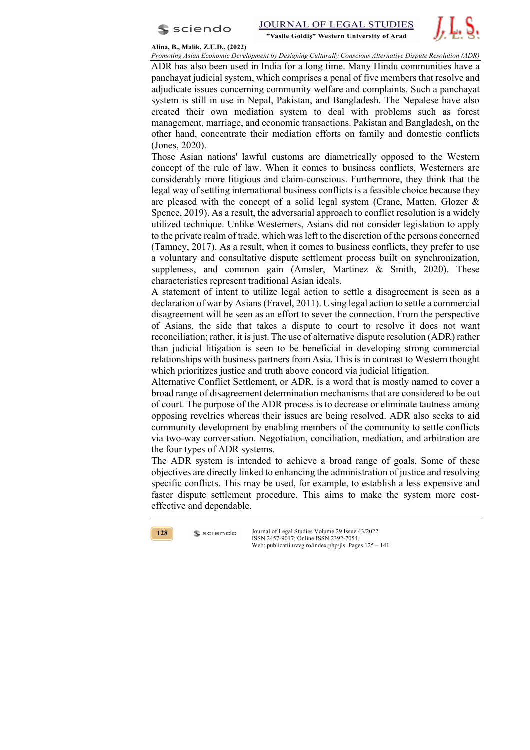ADR has also been used in India for a long time. Many Hindu communities have a panchayat judicial system, which comprises a penal of five members that resolve and adjudicate issues concerning community welfare and complaints. Such a panchayat system is still in use in Nepal, Pakistan, and Bangladesh. The Nepalese have also created their own mediation system to deal with problems such as forest management, marriage, and economic transactions. Pakistan and Bangladesh, on the other hand, concentrate their mediation efforts on family and domestic conflicts (Jones, 2020).

Those Asian nations' lawful customs are diametrically opposed to the Western concept of the rule of law. When it comes to business conflicts, Westerners are considerably more litigious and claim-conscious. Furthermore, they think that the legal way of settling international business conflicts is a feasible choice because they are pleased with the concept of a solid legal system (Crane, Matten, Glozer & Spence, 2019). As a result, the adversarial approach to conflict resolution is a widely utilized technique. Unlike Westerners, Asians did not consider legislation to apply to the private realm of trade, which was left to the discretion of the persons concerned (Tamney, 2017). As a result, when it comes to business conflicts, they prefer to use a voluntary and consultative dispute settlement process built on synchronization, suppleness, and common gain (Amsler, Martinez & Smith, 2020). These characteristics represent traditional Asian ideals.

A statement of intent to utilize legal action to settle a disagreement is seen as a declaration of war by Asians (Fravel, 2011). Using legal action to settle a commercial disagreement will be seen as an effort to sever the connection. From the perspective of Asians, the side that takes a dispute to court to resolve it does not want reconciliation; rather, it is just. The use of alternative dispute resolution (ADR) rather than judicial litigation is seen to be beneficial in developing strong commercial relationships with business partners from Asia. This is in contrast to Western thought which prioritizes justice and truth above concord via judicial litigation.

Alternative Conflict Settlement, or ADR, is a word that is mostly named to cover a broad range of disagreement determination mechanisms that are considered to be out of court. The purpose of the ADR process is to decrease or eliminate tautness among opposing revelries whereas their issues are being resolved. ADR also seeks to aid community development by enabling members of the community to settle conflicts via two-way conversation. Negotiation, conciliation, mediation, and arbitration are the four types of ADR systems.

The ADR system is intended to achieve a broad range of goals. Some of these objectives are directly linked to enhancing the administration of justice and resolving specific conflicts. This may be used, for example, to establish a less expensive and faster dispute settlement procedure. This aims to make the system more cost-effective and dependable.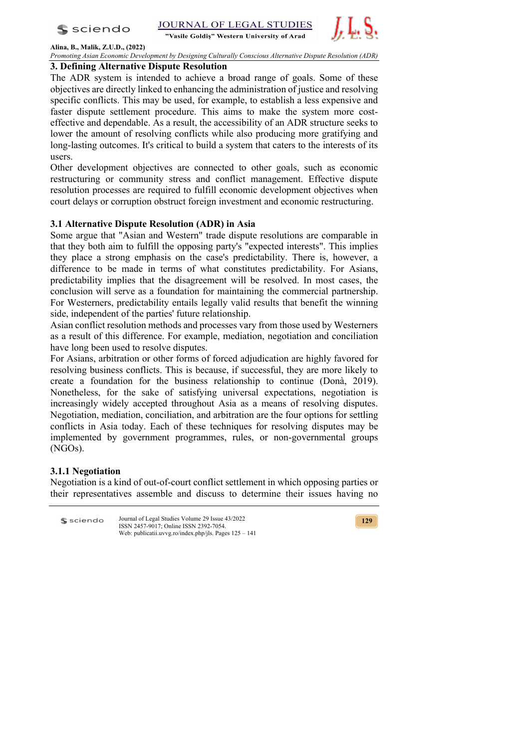## 3. Defining Alternative Dispute Resolution

The ADR system is intended to achieve a broad range of goals. Some of these objectives are directly linked to enhancing the administration of justice and resolving specific conflicts. This may be used, for example, to establish a less expensive and faster dispute settlement procedure. This aims to make the system more cost-effective and dependable. As a result, the accessibility of an ADR structure seeks to lower the amount of resolving conflicts while also producing more gratifying and long-lasting outcomes. It's critical to build a system that caters to the interests of its users.

Other development objectives are connected to other goals, such as economic restructuring or community stress and conflict management. Effective dispute resolution processes are required to fulfill economic development objectives when court delays or corruption obstruct foreign investment and economic restructuring.

### 3.1 Alternative Dispute Resolution (ADR) in Asia

Some argue that "Asian and Western" trade dispute resolutions are comparable in that they both aim to fulfill the opposing party's "expected interests". This implies they place a strong emphasis on the case's predictability. There is, however, a difference to be made in terms of what constitutes predictability. For Asians, predictability implies that the disagreement will be resolved. In most cases, the conclusion will serve as a foundation for maintaining the commercial partnership. For Westerners, predictability entails legally valid results that benefit the winning side, independent of the parties' future relationship.

Asian conflict resolution methods and processes vary from those used by Westerners as a result of this difference. For example, mediation, negotiation and conciliation have long been used to resolve disputes.

For Asians, arbitration or other forms of forced adjudication are highly favored for resolving business conflicts. This is because, if successful, they are more likely to create a foundation for the business relationship to continue (Donà, 2019). Nonetheless, for the sake of satisfying universal expectations, negotiation is increasingly widely accepted throughout Asia as a means of resolving disputes. Negotiation, mediation, conciliation, and arbitration are the four options for settling conflicts in Asia today. Each of these techniques for resolving disputes may be implemented by government programmes, rules, or non-governmental groups (NGOs).

#### 3.1.1 Negotiation

Negotiation is a kind of out-of-court conflict settlement in which opposing parties or their representatives assemble and discuss to determine their issues having no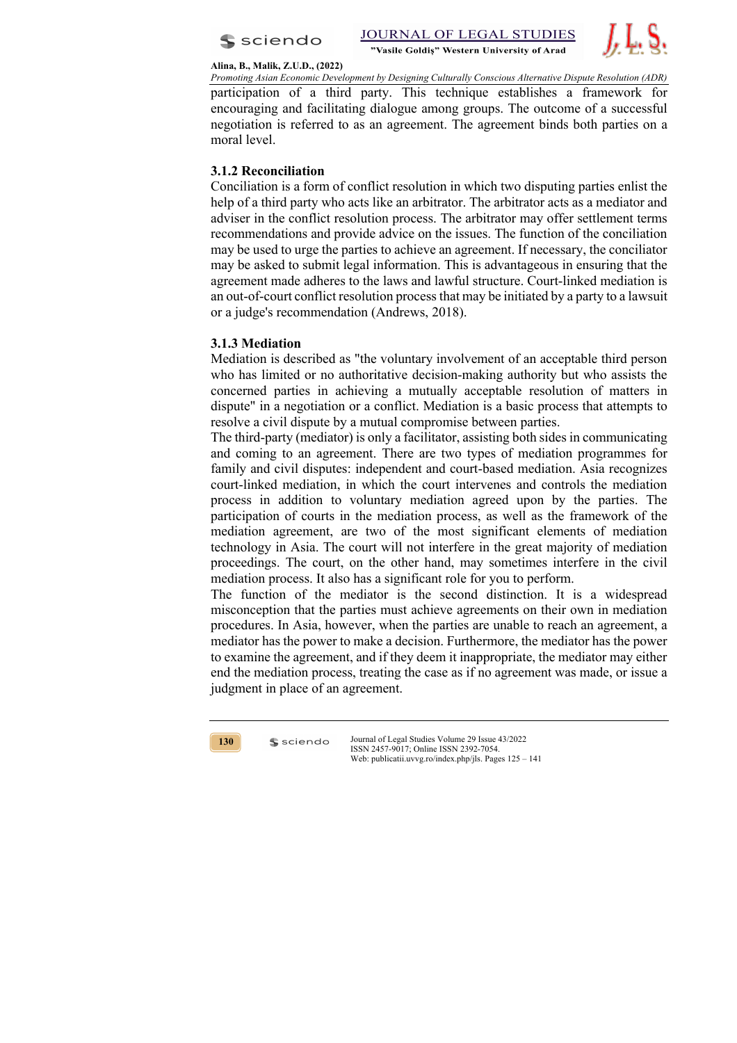participation of a third party. This technique establishes a framework for encouraging and facilitating dialogue among groups. The outcome of a successful negotiation is referred to as an agreement. The agreement binds both parties on a moral level.

### 3.1.2 Reconciliation

Conciliation is a form of conflict resolution in which two disputing parties enlist the help of a third party who acts like an arbitrator. The arbitrator acts as a mediator and adviser in the conflict resolution process. The arbitrator may offer settlement terms recommendations and provide advice on the issues. The function of the conciliation may be used to urge the parties to achieve an agreement. If necessary, the conciliator may be asked to submit legal information. This is advantageous in ensuring that the agreement made adheres to the laws and lawful structure. Court-linked mediation is an out-of-court conflict resolution process that may be initiated by a party to a lawsuit or a judge's recommendation (Andrews, 2018).

### 3.1.3 Mediation

Mediation is described as "the voluntary involvement of an acceptable third person who has limited or no authoritative decision-making authority but who assists the concerned parties in achieving a mutually acceptable resolution of matters in dispute" in a negotiation or a conflict. Mediation is a basic process that attempts to resolve a civil dispute by a mutual compromise between parties.

The third-party (mediator) is only a facilitator, assisting both sides in communicating and coming to an agreement. There are two types of mediation programmes for family and civil disputes: independent and court-based mediation. Asia recognizes court-linked mediation, in which the court intervenes and controls the mediation process in addition to voluntary mediation agreed upon by the parties. The participation of courts in the mediation process, as well as the framework of the mediation agreement, are two of the most significant elements of mediation technology in Asia. The court will not interfere in the great majority of mediation proceedings. The court, on the other hand, may sometimes interfere in the civil mediation process. It also has a significant role for you to perform.

The function of the mediator is the second distinction. It is a widespread misconception that the parties must achieve agreements on their own in mediation procedures. In Asia, however, when the parties are unable to reach an agreement, a mediator has the power to make a decision. Furthermore, the mediator has the power to examine the agreement, and if they deem it inappropriate, the mediator may either end the mediation process, treating the case as if no agreement was made, or issue a judgment in place of an agreement.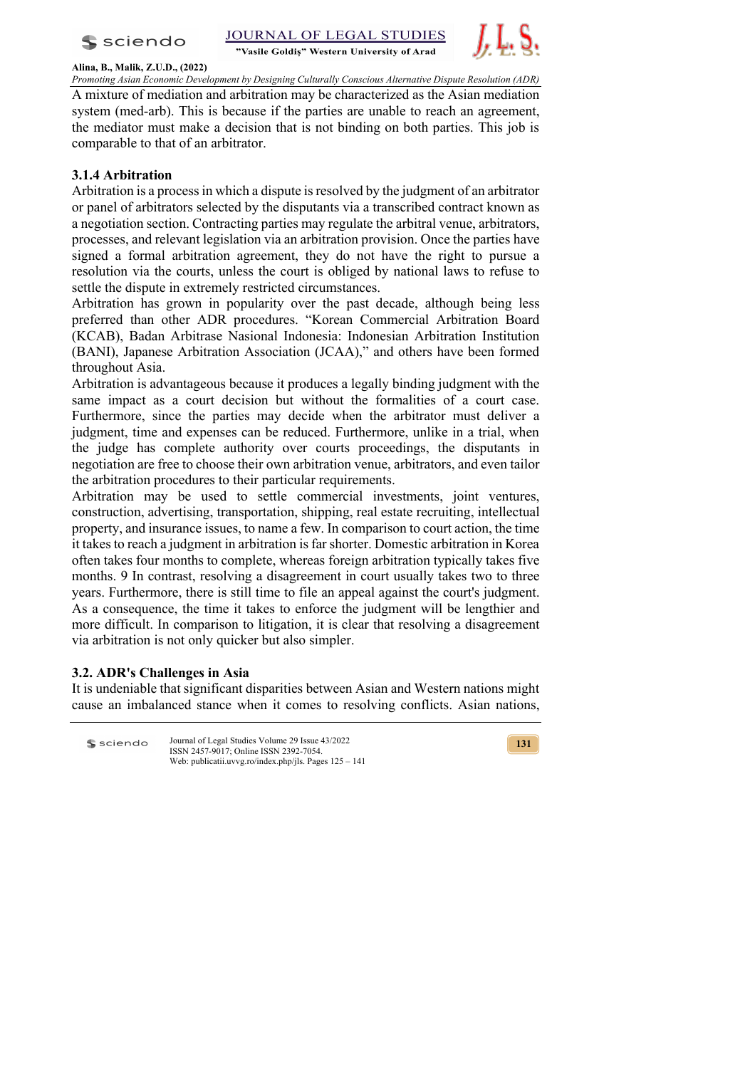A mixture of mediation and arbitration may be characterized as the Asian mediation system (med-arb). This is because if the parties are unable to reach an agreement, the mediator must make a decision that is not binding on both parties. This job is comparable to that of an arbitrator.

### 3.1.4 Arbitration

Arbitration is a process in which a dispute is resolved by the judgment of an arbitrator or panel of arbitrators selected by the disputants via a transcribed contract known as a negotiation section. Contracting parties may regulate the arbitral venue, arbitrators, processes, and relevant legislation via an arbitration provision. Once the parties have signed a formal arbitration agreement, they do not have the right to pursue a resolution via the courts, unless the court is obliged by national laws to refuse to settle the dispute in extremely restricted circumstances.

Arbitration has grown in popularity over the past decade, although being less preferred than other ADR procedures. "Korean Commercial Arbitration Board (KCAB), Badan Arbitrase Nasional Indonesia: Indonesian Arbitration Institution (BANI), Japanese Arbitration Association (JCAA)," and others have been formed throughout Asia.

Arbitration is advantageous because it produces a legally binding judgment with the same impact as a court decision but without the formalities of a court case. Furthermore, since the parties may decide when the arbitrator must deliver a judgment, time and expenses can be reduced. Furthermore, unlike in a trial, when the judge has complete authority over courts proceedings, the disputants in negotiation are free to choose their own arbitration venue, arbitrators, and even tailor the arbitration procedures to their particular requirements.

Arbitration may be used to settle commercial investments, joint ventures, construction, advertising, transportation, shipping, real estate recruiting, intellectual property, and insurance issues, to name a few. In comparison to court action, the time it takes to reach a judgment in arbitration is far shorter. Domestic arbitration in Korea often takes four months to complete, whereas foreign arbitration typically takes five months. 9 In contrast, resolving a disagreement in court usually takes two to three years. Furthermore, there is still time to file an appeal against the court's judgment. As a consequence, the time it takes to enforce the judgment will be lengthier and more difficult. In comparison to litigation, it is clear that resolving a disagreement via arbitration is not only quicker but also simpler.

## 3.2. ADR's Challenges in Asia

It is undeniable that significant disparities between Asian and Western nations might cause an imbalanced stance when it comes to resolving conflicts. Asian nations,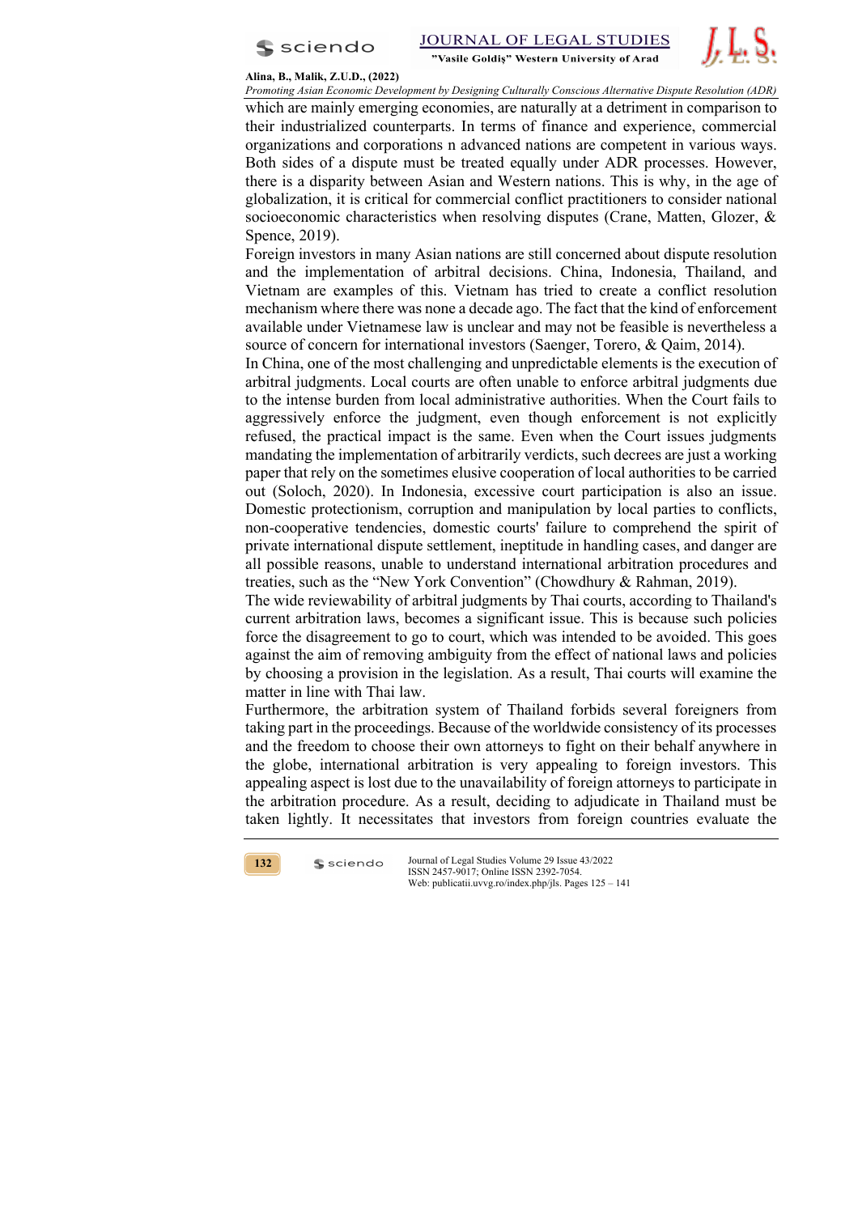which are mainly emerging economies, are naturally at a detriment in comparison to their industrialized counterparts. In terms of finance and experience, commercial organizations and corporations n advanced nations are competent in various ways. Both sides of a dispute must be treated equally under ADR processes. However, there is a disparity between Asian and Western nations. This is why, in the age of globalization, it is critical for commercial conflict practitioners to consider national socioeconomic characteristics when resolving disputes (Crane, Matten, Glozer, & Spence, 2019).

Foreign investors in many Asian nations are still concerned about dispute resolution and the implementation of arbitral decisions. China, Indonesia, Thailand, and Vietnam are examples of this. Vietnam has tried to create a conflict resolution mechanism where there was none a decade ago. The fact that the kind of enforcement available under Vietnamese law is unclear and may not be feasible is nevertheless a source of concern for international investors (Saenger, Torero, & Qaim, 2014).

In China, one of the most challenging and unpredictable elements is the execution of arbitral judgments. Local courts are often unable to enforce arbitral judgments due to the intense burden from local administrative authorities. When the Court fails to aggressively enforce the judgment, even though enforcement is not explicitly refused, the practical impact is the same. Even when the Court issues judgments mandating the implementation of arbitrarily verdicts, such decrees are just a working paper that rely on the sometimes elusive cooperation of local authorities to be carried out (Soloch, 2020). In Indonesia, excessive court participation is also an issue. Domestic protectionism, corruption and manipulation by local parties to conflicts, non-cooperative tendencies, domestic courts' failure to comprehend the spirit of private international dispute settlement, ineptitude in handling cases, and danger are all possible reasons, unable to understand international arbitration procedures and treaties, such as the “New York Convention” (Chowdhury & Rahman, 2019).

The wide reviewability of arbitral judgments by Thai courts, according to Thailand's current arbitration laws, becomes a significant issue. This is because such policies force the disagreement to go to court, which was intended to be avoided. This goes against the aim of removing ambiguity from the effect of national laws and policies by choosing a provision in the legislation. As a result, Thai courts will examine the matter in line with Thai law.

Furthermore, the arbitration system of Thailand forbids several foreigners from taking part in the proceedings. Because of the worldwide consistency of its processes and the freedom to choose their own attorneys to fight on their behalf anywhere in the globe, international arbitration is very appealing to foreign investors. This appealing aspect is lost due to the unavailability of foreign attorneys to participate in the arbitration procedure. As a result, deciding to adjudicate in Thailand must be taken lightly. It necessitates that investors from foreign countries evaluate the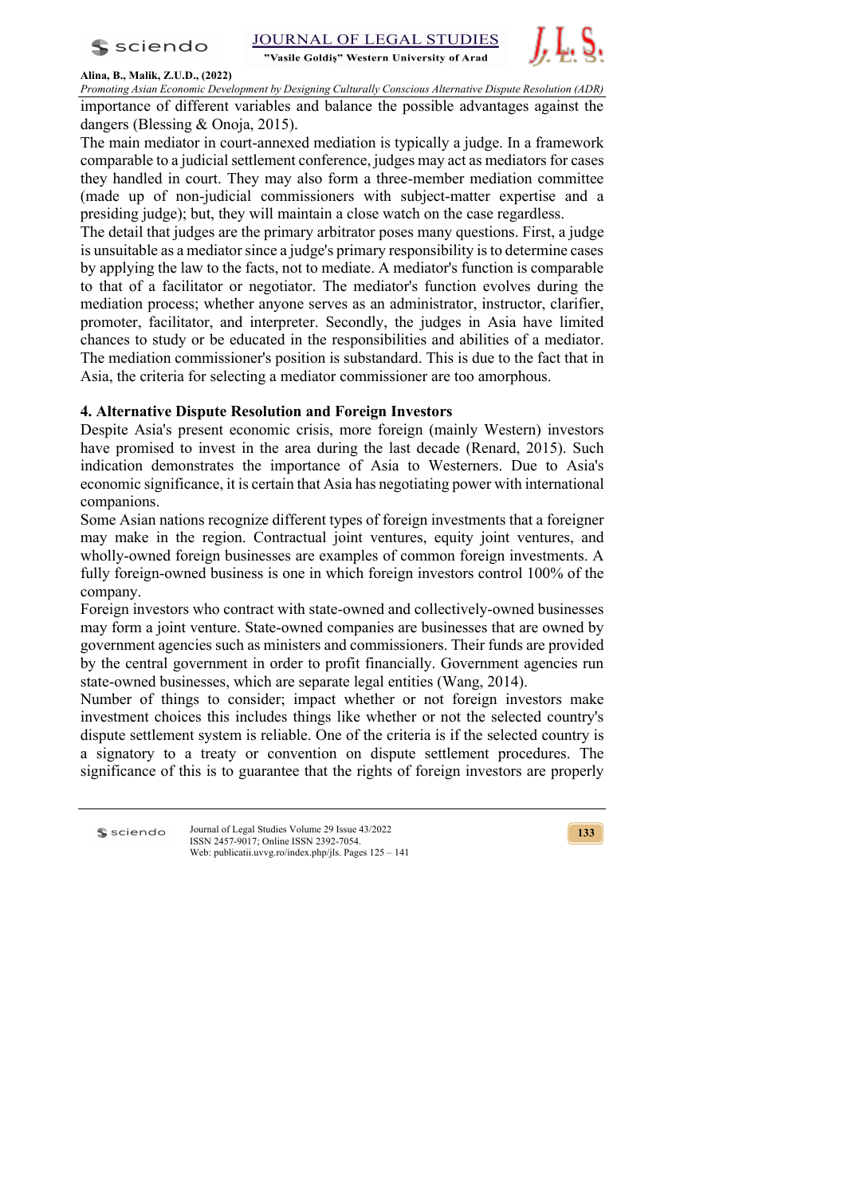importance of different variables and balance the possible advantages against the dangers (Blessing & Onoja, 2015).

The main mediator in court-annexed mediation is typically a judge. In a framework comparable to a judicial settlement conference, judges may act as mediators for cases they handled in court. They may also form a three-member mediation committee (made up of non-judicial commissioners with subject-matter expertise and a presiding judge); but, they will maintain a close watch on the case regardless.

The detail that judges are the primary arbitrator poses many questions. First, a judge is unsuitable as a mediator since a judge's primary responsibility is to determine cases by applying the law to the facts, not to mediate. A mediator's function is comparable to that of a facilitator or negotiator. The mediator's function evolves during the mediation process; whether anyone serves as an administrator, instructor, clarifier, promoter, facilitator, and interpreter. Secondly, the judges in Asia have limited chances to study or be educated in the responsibilities and abilities of a mediator. The mediation commissioner's position is substandard. This is due to the fact that in Asia, the criteria for selecting a mediator commissioner are too amorphous.

## 4. Alternative Dispute Resolution and Foreign Investors

Despite Asia's present economic crisis, more foreign (mainly Western) investors have promised to invest in the area during the last decade (Renard, 2015). Such indication demonstrates the importance of Asia to Westerners. Due to Asia's economic significance, it is certain that Asia has negotiating power with international companions.

Some Asian nations recognize different types of foreign investments that a foreigner may make in the region. Contractual joint ventures, equity joint ventures, and wholly-owned foreign businesses are examples of common foreign investments. A fully foreign-owned business is one in which foreign investors control 100% of the company.

Foreign investors who contract with state-owned and collectively-owned businesses may form a joint venture. State-owned companies are businesses that are owned by government agencies such as ministers and commissioners. Their funds are provided by the central government in order to profit financially. Government agencies run state-owned businesses, which are separate legal entities (Wang, 2014).

Number of things to consider; impact whether or not foreign investors make investment choices this includes things like whether or not the selected country's dispute settlement system is reliable. One of the criteria is if the selected country is a signatory to a treaty or convention on dispute settlement procedures. The significance of this is to guarantee that the rights of foreign investors are properly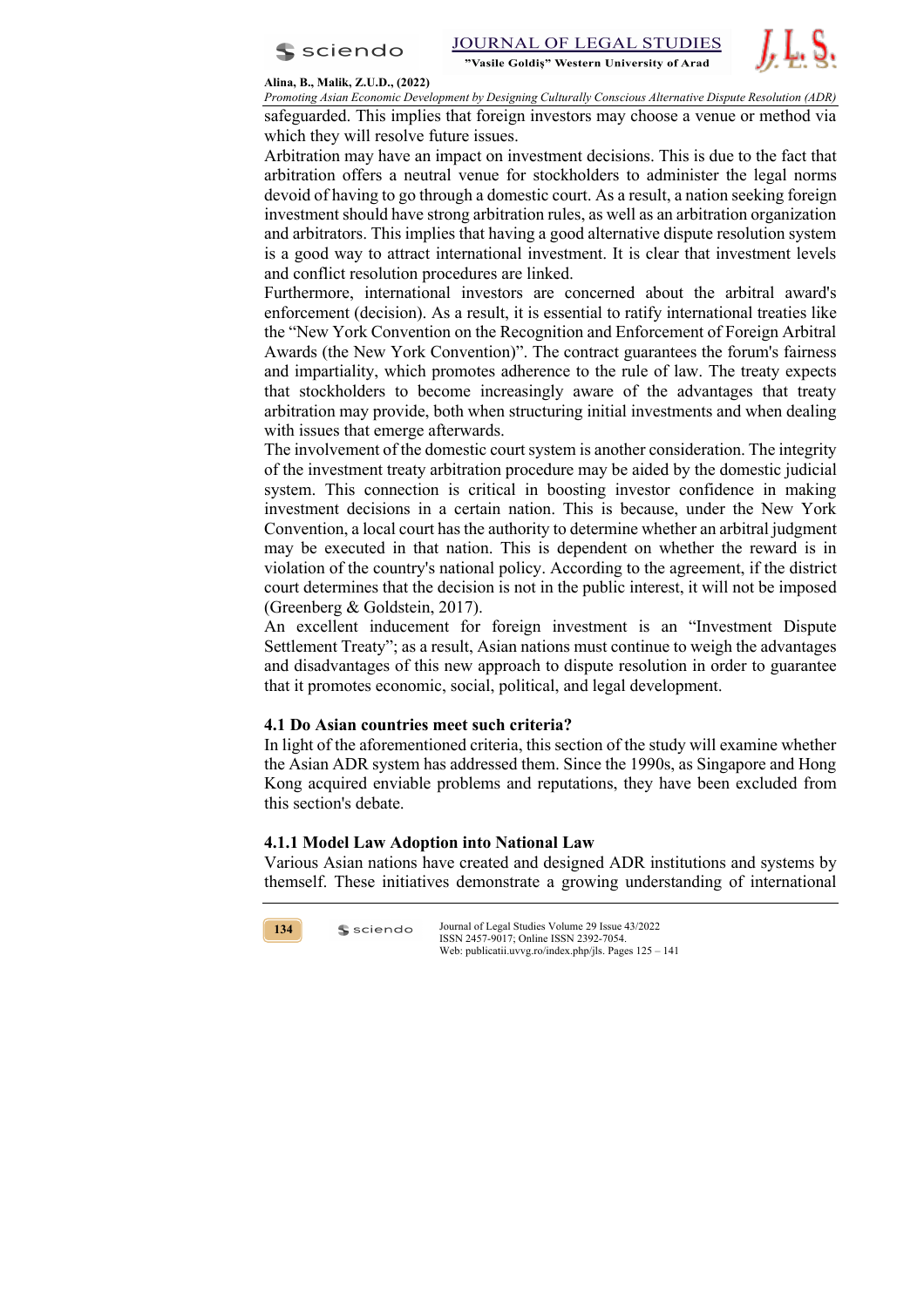safeguarded. This implies that foreign investors may choose a venue or method via which they will resolve future issues.

Arbitration may have an impact on investment decisions. This is due to the fact that arbitration offers a neutral venue for stockholders to administer the legal norms devoid of having to go through a domestic court. As a result, a nation seeking foreign investment should have strong arbitration rules, as well as an arbitration organization and arbitrators. This implies that having a good alternative dispute resolution system is a good way to attract international investment. It is clear that investment levels and conflict resolution procedures are linked.

Furthermore, international investors are concerned about the arbitral award's enforcement (decision). As a result, it is essential to ratify international treaties like the "New York Convention on the Recognition and Enforcement of Foreign Arbitral Awards (the New York Convention)". The contract guarantees the forum's fairness and impartiality, which promotes adherence to the rule of law. The treaty expects that stockholders to become increasingly aware of the advantages that treaty arbitration may provide, both when structuring initial investments and when dealing with issues that emerge afterwards.

The involvement of the domestic court system is another consideration. The integrity of the investment treaty arbitration procedure may be aided by the domestic judicial system. This connection is critical in boosting investor confidence in making investment decisions in a certain nation. This is because, under the New York Convention, a local court has the authority to determine whether an arbitral judgment may be executed in that nation. This is dependent on whether the reward is in violation of the country's national policy. According to the agreement, if the district court determines that the decision is not in the public interest, it will not be imposed (Greenberg & Goldstein, 2017).

An excellent inducement for foreign investment is an "Investment Dispute Settlement Treaty"; as a result, Asian nations must continue to weigh the advantages and disadvantages of this new approach to dispute resolution in order to guarantee that it promotes economic, social, political, and legal development.

### 4.1 Do Asian countries meet such criteria?

In light of the aforementioned criteria, this section of the study will examine whether the Asian ADR system has addressed them. Since the 1990s, as Singapore and Hong Kong acquired enviable problems and reputations, they have been excluded from this section's debate.

#### 4.1.1 Model Law Adoption into National Law

Various Asian nations have created and designed ADR institutions and systems by themself. These initiatives demonstrate a growing understanding of international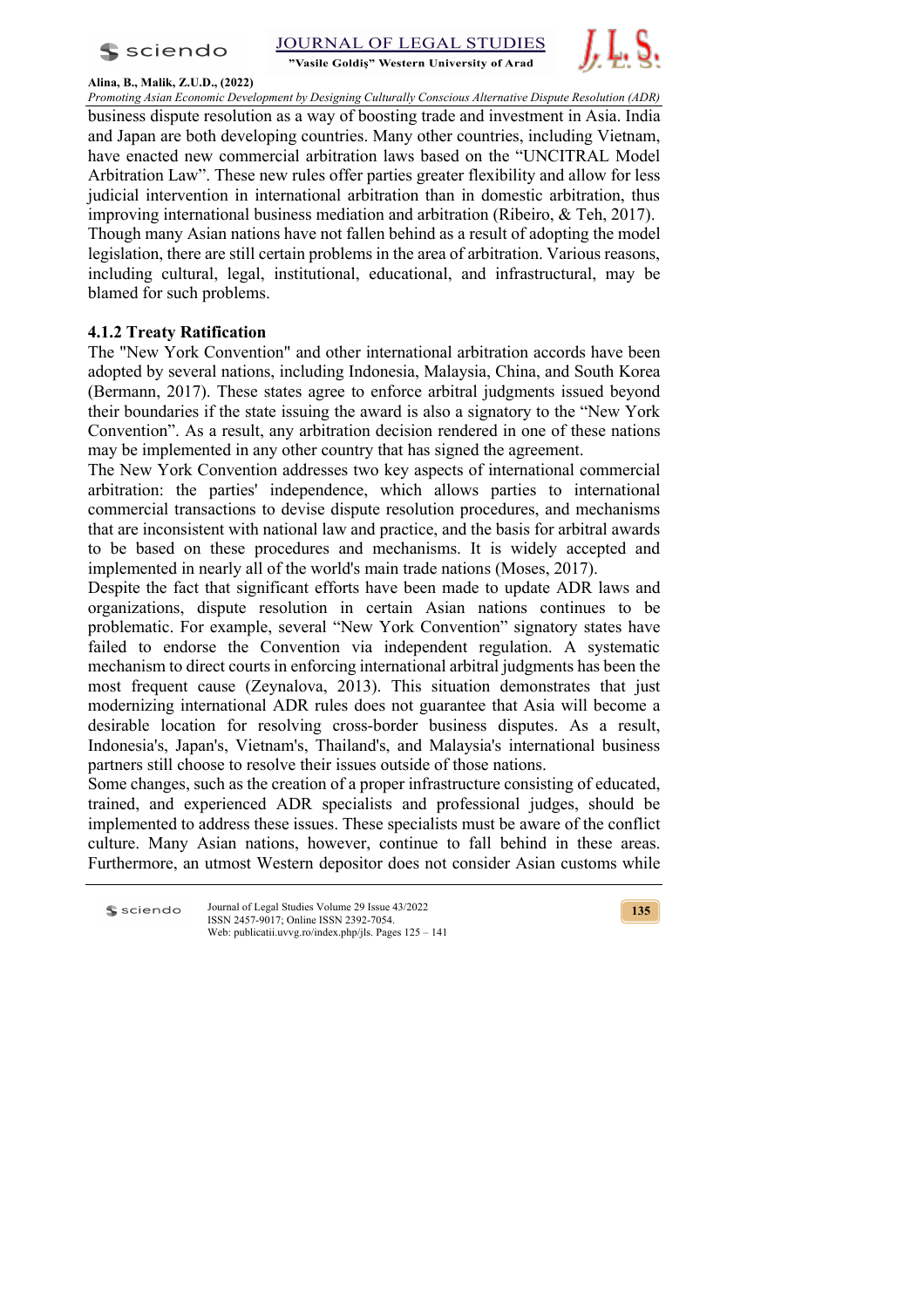business dispute resolution as a way of boosting trade and investment in Asia. India and Japan are both developing countries. Many other countries, including Vietnam, have enacted new commercial arbitration laws based on the "UNCITRAL Model Arbitration Law". These new rules offer parties greater flexibility and allow for less judicial intervention in international arbitration than in domestic arbitration, thus improving international business mediation and arbitration (Ribeiro, & Teh, 2017). Though many Asian nations have not fallen behind as a result of adopting the model legislation, there are still certain problems in the area of arbitration. Various reasons, including cultural, legal, institutional, educational, and infrastructural, may be blamed for such problems.

### 4.1.2 Treaty Ratification

The "New York Convention" and other international arbitration accords have been adopted by several nations, including Indonesia, Malaysia, China, and South Korea (Bermann, 2017). These states agree to enforce arbitral judgments issued beyond their boundaries if the state issuing the award is also a signatory to the "New York Convention". As a result, any arbitration decision rendered in one of these nations may be implemented in any other country that has signed the agreement.

The New York Convention addresses two key aspects of international commercial arbitration: the parties' independence, which allows parties to international commercial transactions to devise dispute resolution procedures, and mechanisms that are inconsistent with national law and practice, and the basis for arbitral awards to be based on these procedures and mechanisms. It is widely accepted and implemented in nearly all of the world's main trade nations (Moses, 2017).

Despite the fact that significant efforts have been made to update ADR laws and organizations, dispute resolution in certain Asian nations continues to be problematic. For example, several "New York Convention" signatory states have failed to endorse the Convention via independent regulation. A systematic mechanism to direct courts in enforcing international arbitral judgments has been the most frequent cause (Zeynalova, 2013). This situation demonstrates that just modernizing international ADR rules does not guarantee that Asia will become a desirable location for resolving cross-border business disputes. As a result, Indonesia's, Japan's, Vietnam's, Thailand's, and Malaysia's international business partners still choose to resolve their issues outside of those nations.

Some changes, such as the creation of a proper infrastructure consisting of educated, trained, and experienced ADR specialists and professional judges, should be implemented to address these issues. These specialists must be aware of the conflict culture. Many Asian nations, however, continue to fall behind in these areas. Furthermore, an utmost Western depositor does not consider Asian customs while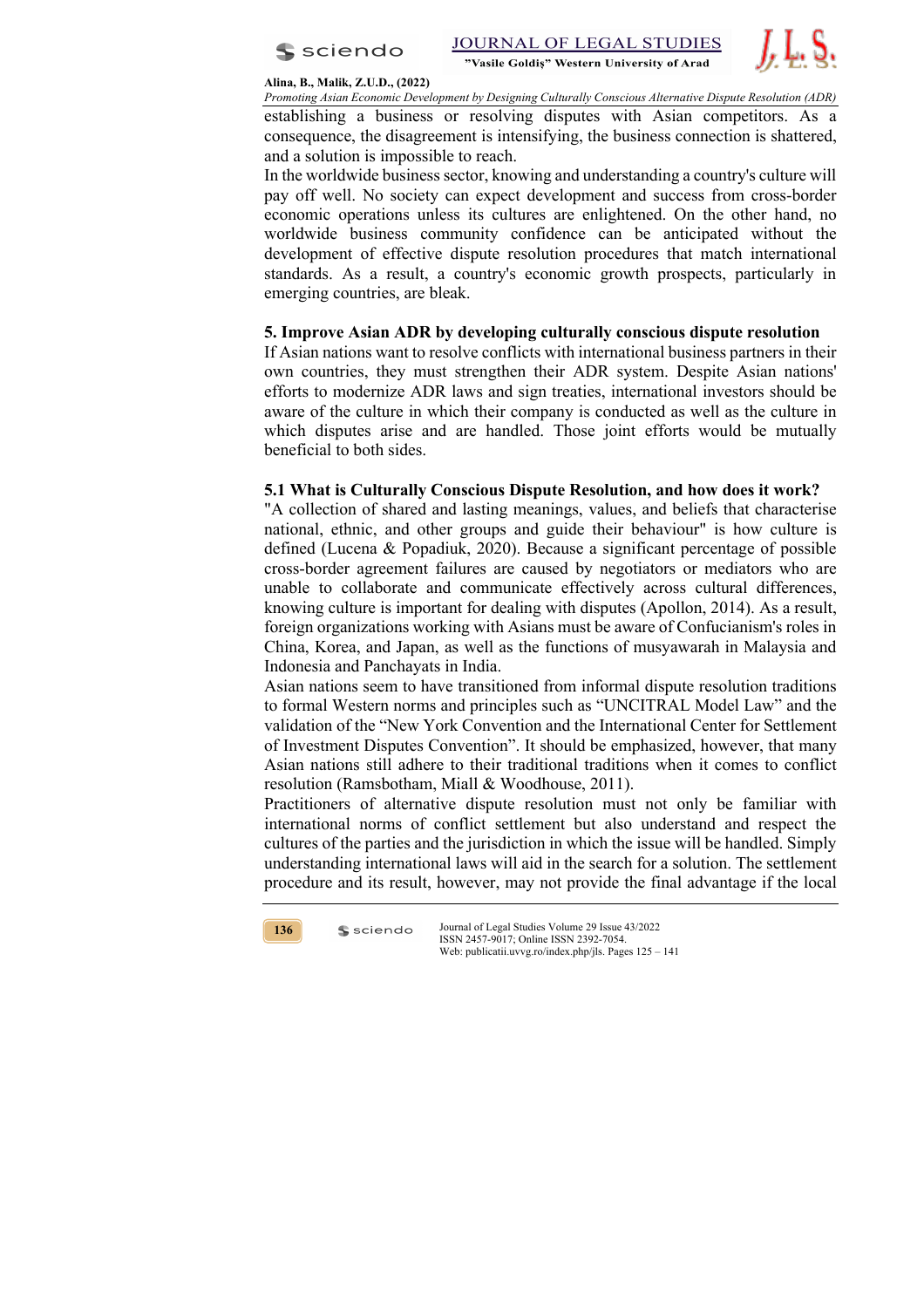establishing a business or resolving disputes with Asian competitors. As a consequence, the disagreement is intensifying, the business connection is shattered, and a solution is impossible to reach.

In the worldwide business sector, knowing and understanding a country's culture will pay off well. No society can expect development and success from cross-border economic operations unless its cultures are enlightened. On the other hand, no worldwide business community confidence can be anticipated without the development of effective dispute resolution procedures that match international standards. As a result, a country's economic growth prospects, particularly in emerging countries, are bleak.

## 5. Improve Asian ADR by developing culturally conscious dispute resolution

If Asian nations want to resolve conflicts with international business partners in their own countries, they must strengthen their ADR system. Despite Asian nations' efforts to modernize ADR laws and sign treaties, international investors should be aware of the culture in which their company is conducted as well as the culture in which disputes arise and are handled. Those joint efforts would be mutually beneficial to both sides.

### 5.1 What is Culturally Conscious Dispute Resolution, and how does it work?

"A collection of shared and lasting meanings, values, and beliefs that characterise national, ethnic, and other groups and guide their behaviour" is how culture is defined (Lucena & Popadiuk, 2020). Because a significant percentage of possible cross-border agreement failures are caused by negotiators or mediators who are unable to collaborate and communicate effectively across cultural differences, knowing culture is important for dealing with disputes (Apollon, 2014). As a result, foreign organizations working with Asians must be aware of Confucianism's roles in China, Korea, and Japan, as well as the functions of musyawarah in Malaysia and Indonesia and Panchayats in India.

Asian nations seem to have transitioned from informal dispute resolution traditions to formal Western norms and principles such as "UNCITRAL Model Law" and the validation of the "New York Convention and the International Center for Settlement of Investment Disputes Convention". It should be emphasized, however, that many Asian nations still adhere to their traditional traditions when it comes to conflict resolution (Ramsbotham, Miall & Woodhouse, 2011).

Practitioners of alternative dispute resolution must not only be familiar with international norms of conflict settlement but also understand and respect the cultures of the parties and the jurisdiction in which the issue will be handled. Simply understanding international laws will aid in the search for a solution. The settlement procedure and its result, however, may not provide the final advantage if the local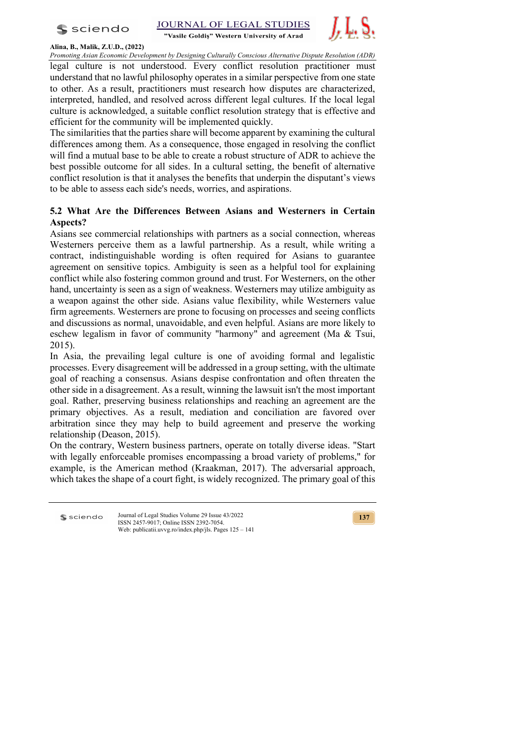legal culture is not understood. Every conflict resolution practitioner must understand that no lawful philosophy operates in a similar perspective from one state to other. As a result, practitioners must research how disputes are characterized, interpreted, handled, and resolved across different legal cultures. If the local legal culture is acknowledged, a suitable conflict resolution strategy that is effective and efficient for the community will be implemented quickly.

The similarities that the parties share will become apparent by examining the cultural differences among them. As a consequence, those engaged in resolving the conflict will find a mutual base to be able to create a robust structure of ADR to achieve the best possible outcome for all sides. In a cultural setting, the benefit of alternative conflict resolution is that it analyses the benefits that underpin the disputant's views to be able to assess each side's needs, worries, and aspirations.

### 5.2 What Are the Differences Between Asians and Westerners in Certain Aspects?

Asians see commercial relationships with partners as a social connection, whereas Westerners perceive them as a lawful partnership. As a result, while writing a contract, indistinguishable wording is often required for Asians to guarantee agreement on sensitive topics. Ambiguity is seen as a helpful tool for explaining conflict while also fostering common ground and trust. For Westerners, on the other hand, uncertainty is seen as a sign of weakness. Westerners may utilize ambiguity as a weapon against the other side. Asians value flexibility, while Westerners value firm agreements. Westerners are prone to focusing on processes and seeing conflicts and discussions as normal, unavoidable, and even helpful. Asians are more likely to eschew legalism in favor of community "harmony" and agreement (Ma & Tsui, 2015).

In Asia, the prevailing legal culture is one of avoiding formal and legalistic processes. Every disagreement will be addressed in a group setting, with the ultimate goal of reaching a consensus. Asians despise confrontation and often threaten the other side in a disagreement. As a result, winning the lawsuit isn't the most important goal. Rather, preserving business relationships and reaching an agreement are the primary objectives. As a result, mediation and conciliation are favored over arbitration since they may help to build agreement and preserve the working relationship (Deason, 2015).

On the contrary, Western business partners, operate on totally diverse ideas. "Start with legally enforceable promises encompassing a broad variety of problems," for example, is the American method (Kraakman, 2017). The adversarial approach, which takes the shape of a court fight, is widely recognized. The primary goal of this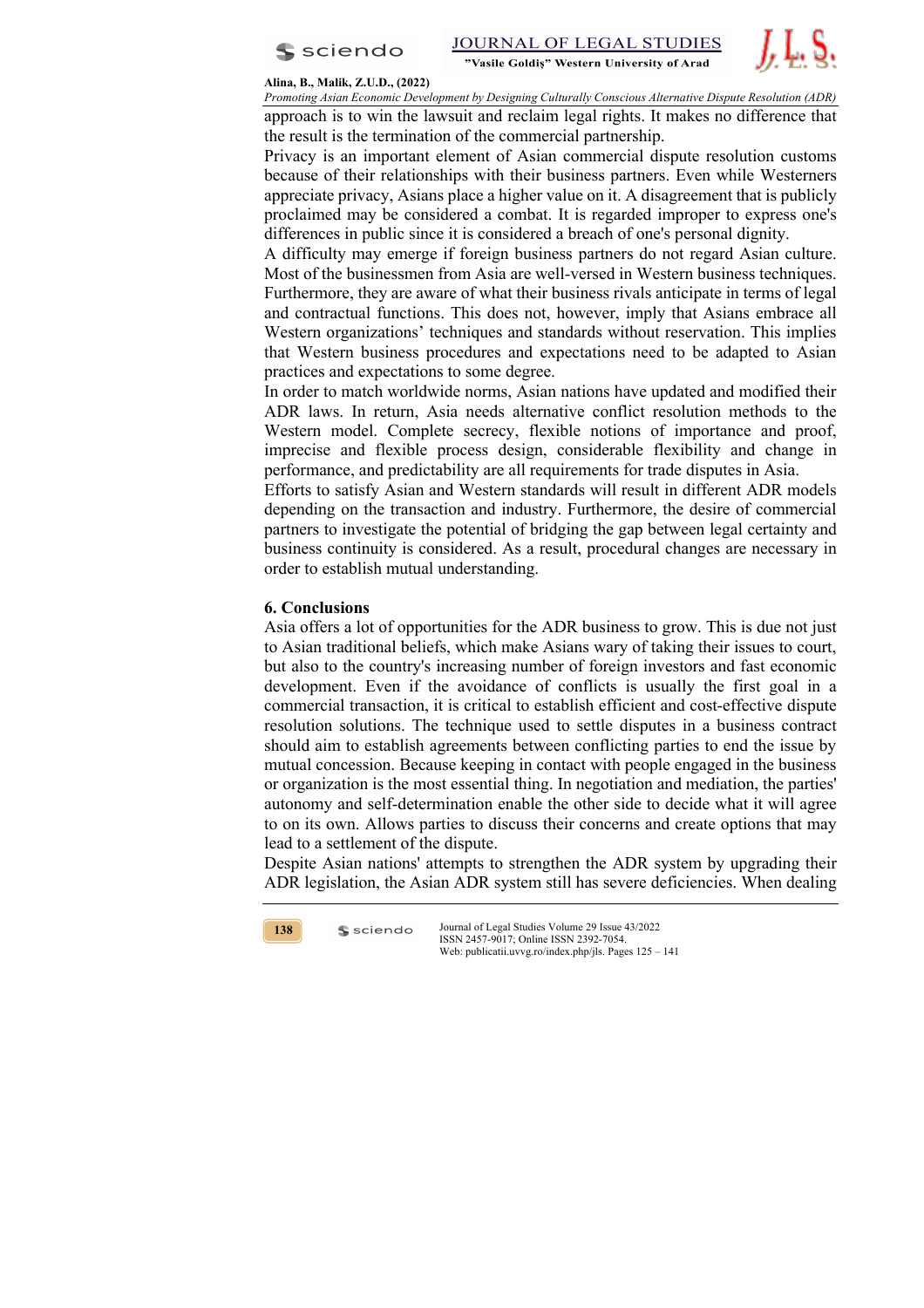approach is to win the lawsuit and reclaim legal rights. It makes no difference that the result is the termination of the commercial partnership.

Privacy is an important element of Asian commercial dispute resolution customs because of their relationships with their business partners. Even while Westerners appreciate privacy, Asians place a higher value on it. A disagreement that is publicly proclaimed may be considered a combat. It is regarded improper to express one's differences in public since it is considered a breach of one's personal dignity.

A difficulty may emerge if foreign business partners do not regard Asian culture. Most of the businessmen from Asia are well-versed in Western business techniques. Furthermore, they are aware of what their business rivals anticipate in terms of legal and contractual functions. This does not, however, imply that Asians embrace all Western organizations' techniques and standards without reservation. This implies that Western business procedures and expectations need to be adapted to Asian practices and expectations to some degree.

In order to match worldwide norms, Asian nations have updated and modified their ADR laws. In return, Asia needs alternative conflict resolution methods to the Western model. Complete secrecy, flexible notions of importance and proof, imprecise and flexible process design, considerable flexibility and change in performance, and predictability are all requirements for trade disputes in Asia.

Efforts to satisfy Asian and Western standards will result in different ADR models depending on the transaction and industry. Furthermore, the desire of commercial partners to investigate the potential of bridging the gap between legal certainty and business continuity is considered. As a result, procedural changes are necessary in order to establish mutual understanding.

## 6. Conclusions

Asia offers a lot of opportunities for the ADR business to grow. This is due not just to Asian traditional beliefs, which make Asians wary of taking their issues to court, but also to the country's increasing number of foreign investors and fast economic development. Even if the avoidance of conflicts is usually the first goal in a commercial transaction, it is critical to establish efficient and cost-effective dispute resolution solutions. The technique used to settle disputes in a business contract should aim to establish agreements between conflicting parties to end the issue by mutual concession. Because keeping in contact with people engaged in the business or organization is the most essential thing. In negotiation and mediation, the parties' autonomy and self-determination enable the other side to decide what it will agree to on its own. Allows parties to discuss their concerns and create options that may lead to a settlement of the dispute.

Despite Asian nations' attempts to strengthen the ADR system by upgrading their ADR legislation, the Asian ADR system still has severe deficiencies. When dealing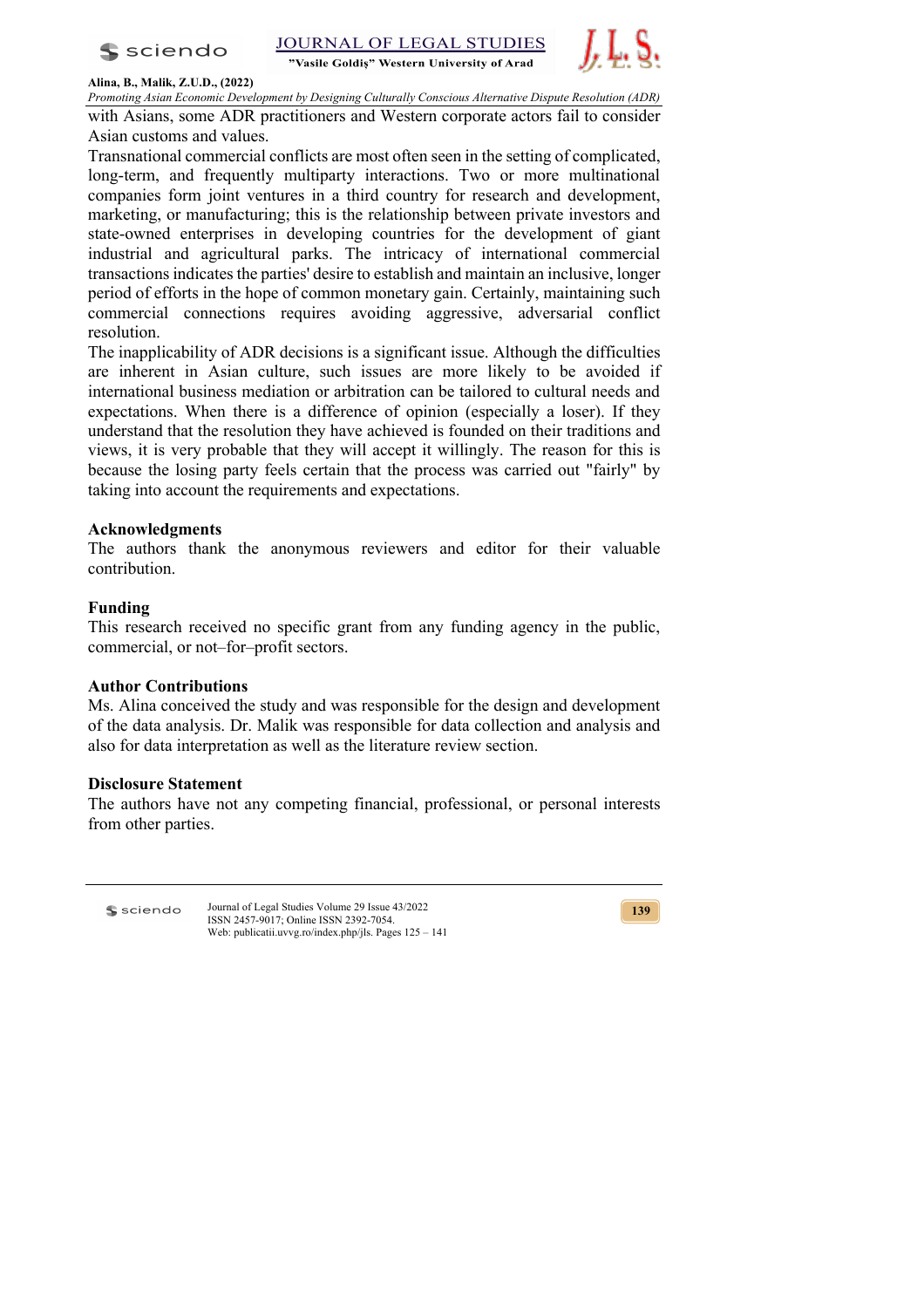with Asians, some ADR practitioners and Western corporate actors fail to consider Asian customs and values.

Transnational commercial conflicts are most often seen in the setting of complicated, long-term, and frequently multiparty interactions. Two or more multinational companies form joint ventures in a third country for research and development, marketing, or manufacturing; this is the relationship between private investors and state-owned enterprises in developing countries for the development of giant industrial and agricultural parks. The intricacy of international commercial transactions indicates the parties' desire to establish and maintain an inclusive, longer period of efforts in the hope of common monetary gain. Certainly, maintaining such commercial connections requires avoiding aggressive, adversarial conflict resolution.

The inapplicability of ADR decisions is a significant issue. Although the difficulties are inherent in Asian culture, such issues are more likely to be avoided if international business mediation or arbitration can be tailored to cultural needs and expectations. When there is a difference of opinion (especially a loser). If they understand that the resolution they have achieved is founded on their traditions and views, it is very probable that they will accept it willingly. The reason for this is because the losing party feels certain that the process was carried out "fairly" by taking into account the requirements and expectations.

## Acknowledgments

The authors thank the anonymous reviewers and editor for their valuable contribution.

## Funding

This research received no specific grant from any funding agency in the public, commercial, or not–for–profit sectors.

## Author Contributions

Ms. Alina conceived the study and was responsible for the design and development of the data analysis. Dr. Malik was responsible for data collection and analysis and also for data interpretation as well as the literature review section.

## Disclosure Statement

The authors have not any competing financial, professional, or personal interests from other parties.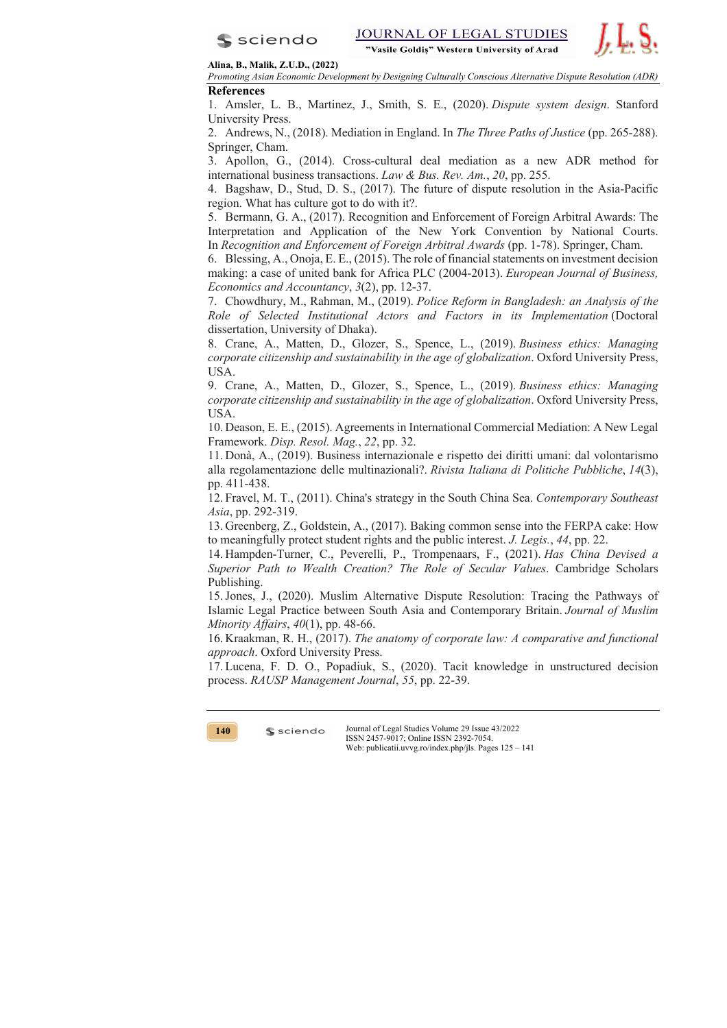## References

1. Amsler, L. B., Martinez, J., Smith, S. E., (2020). *Dispute system design*. Stanford University Press.
2. Andrews, N., (2018). Mediation in England. In *The Three Paths of Justice* (pp. 265-288). Springer, Cham.
3. Apollon, G., (2014). Cross-cultural deal mediation as a new ADR method for international business transactions. *Law & Bus. Rev. Am.*, *20*, pp. 255.
4. Bagshaw, D., Stud, D. S., (2017). The future of dispute resolution in the Asia-Pacific region. What has culture got to do with it?.
5. Bermann, G. A., (2017). Recognition and Enforcement of Foreign Arbitral Awards: The Interpretation and Application of the New York Convention by National Courts. In *Recognition and Enforcement of Foreign Arbitral Awards* (pp. 1-78). Springer, Cham.
6. Blessing, A., Onoja, E. E., (2015). The role of financial statements on investment decision making: a case of united bank for Africa PLC (2004-2013). *European Journal of Business, Economics and Accountancy*, *3*(2), pp. 12-37.
7. Chowdhury, M., Rahman, M., (2019). *Police Reform in Bangladesh: an Analysis of the Role of Selected Institutional Actors and Factors in its Implementation* (Doctoral dissertation, University of Dhaka).
8. Crane, A., Matten, D., Glozer, S., Spence, L., (2019). *Business ethics: Managing corporate citizenship and sustainability in the age of globalization*. Oxford University Press, USA.
9. Crane, A., Matten, D., Glozer, S., Spence, L., (2019). *Business ethics: Managing corporate citizenship and sustainability in the age of globalization*. Oxford University Press, USA.
10. Deason, E. E., (2015). Agreements in International Commercial Mediation: A New Legal Framework. *Disp. Resol. Mag.*, *22*, pp. 32.
11. Donà, A., (2019). Business internazionale e rispetto dei diritti umani: dal volontarismo alla regolamentazione delle multinazionali?. *Rivista Italiana di Politiche Pubbliche*, *14*(3), pp. 411-438.
12. Fravel, M. T., (2011). China's strategy in the South China Sea. *Contemporary Southeast Asia*, pp. 292-319.
13. Greenberg, Z., Goldstein, A., (2017). Baking common sense into the FERPA cake: How to meaningfully protect student rights and the public interest. *J. Legis.*, *44*, pp. 22.
14. Hampden-Turner, C., Peverelli, P., Trompenaars, F., (2021). *Has China Devised a Superior Path to Wealth Creation? The Role of Secular Values*. Cambridge Scholars Publishing.
15. Jones, J., (2020). Muslim Alternative Dispute Resolution: Tracing the Pathways of Islamic Legal Practice between South Asia and Contemporary Britain. *Journal of Muslim Minority Affairs*, *40*(1), pp. 48-66.
16. Kraakman, R. H., (2017). *The anatomy of corporate law: A comparative and functional approach*. Oxford University Press.
17. Lucena, F. D. O., Popadiuk, S., (2020). Tacit knowledge in unstructured decision process. *RAUSP Management Journal*, *55*, pp. 22-39.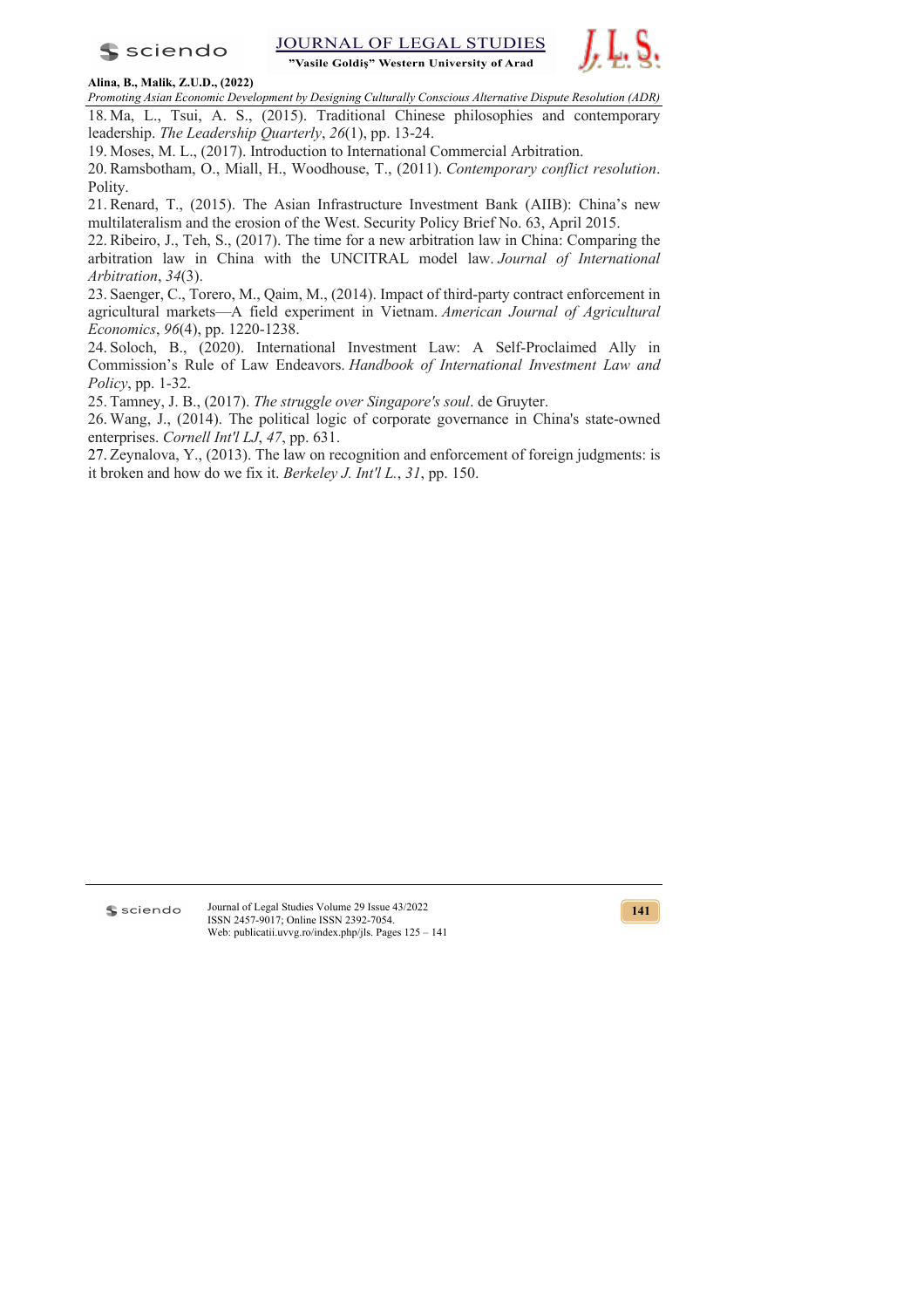18. Ma, L., Tsui, A. S., (2015). Traditional Chinese philosophies and contemporary leadership. *The Leadership Quarterly*, *26*(1), pp. 13-24.
19. Moses, M. L., (2017). Introduction to International Commercial Arbitration.
20. Ramsbotham, O., Miall, H., Woodhouse, T., (2011). *Contemporary conflict resolution*. Polity.
21. Renard, T., (2015). The Asian Infrastructure Investment Bank (AIIB): China's new multilateralism and the erosion of the West. Security Policy Brief No. 63, April 2015.
22. Ribeiro, J., Teh, S., (2017). The time for a new arbitration law in China: Comparing the arbitration law in China with the UNCITRAL model law. *Journal of International Arbitration*, *34*(3).
23. Saenger, C., Torero, M., Qaim, M., (2014). Impact of third-party contract enforcement in agricultural markets—A field experiment in Vietnam. *American Journal of Agricultural Economics*, *96*(4), pp. 1220-1238.
24. Soloch, B., (2020). International Investment Law: A Self-Proclaimed Ally in Commission's Rule of Law Endeavors. *Handbook of International Investment Law and Policy*, pp. 1-32.
25. Tamney, J. B., (2017). *The struggle over Singapore's soul*. de Gruyter.
26. Wang, J., (2014). The political logic of corporate governance in China's state-owned enterprises. *Cornell Int'l LJ*, *47*, pp. 631.
27. Zeynalova, Y., (2013). The law on recognition and enforcement of foreign judgments: is it broken and how do we fix it. *Berkeley J. Int'l L.*, *31*, pp. 150.